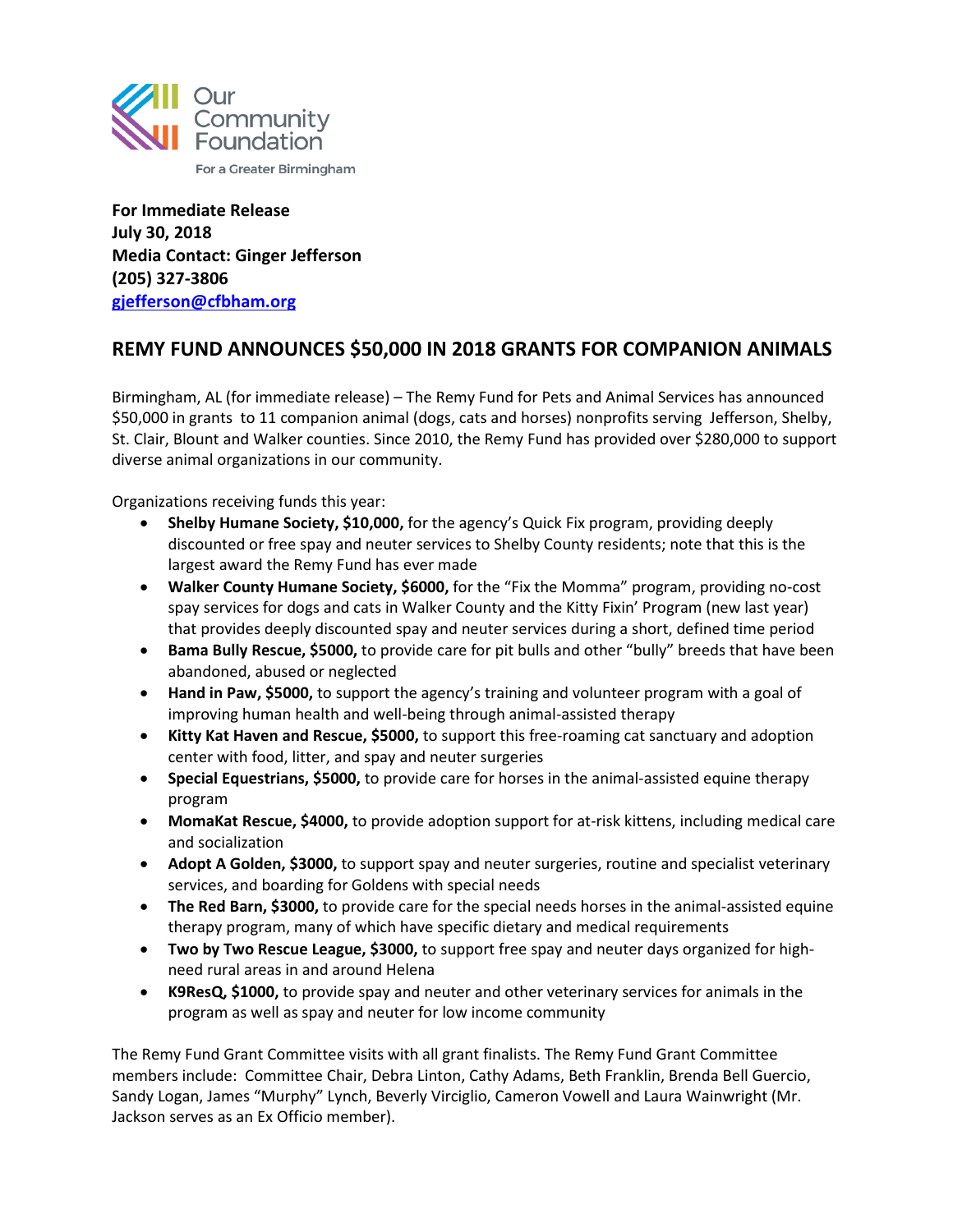Our Community Foundation

For a Greater Birmingham

**For Immediate Release**
**July 30, 2018**
**Media Contact: Ginger Jefferson**
**(205) 327-3806**
**gjefferson@cfbham.org**

## REMY FUND ANNOUNCES $50,000 IN 2018 GRANTS FOR COMPANION ANIMALS

Birmingham, AL (for immediate release) – The Remy Fund for Pets and Animal Services has announced $50,000 in grants to 11 companion animal (dogs, cats and horses) nonprofits serving Jefferson, Shelby, St. Clair, Blount and Walker counties. Since 2010, the Remy Fund has provided over $280,000 to support diverse animal organizations in our community.

Organizations receiving funds this year:

- **Shelby Humane Society, $10,000,** for the agency's Quick Fix program, providing deeply discounted or free spay and neuter services to Shelby County residents; note that this is the largest award the Remy Fund has ever made
- **Walker County Humane Society, $6000,** for the "Fix the Momma" program, providing no-cost spay services for dogs and cats in Walker County and the Kitty Fixin' Program (new last year) that provides deeply discounted spay and neuter services during a short, defined time period
- **Bama Bully Rescue, $5000,** to provide care for pit bulls and other "bully" breeds that have been abandoned, abused or neglected
- **Hand in Paw, $5000,** to support the agency's training and volunteer program with a goal of improving human health and well-being through animal-assisted therapy
- **Kitty Kat Haven and Rescue, $5000,** to support this free-roaming cat sanctuary and adoption center with food, litter, and spay and neuter surgeries
- **Special Equestrians, $5000,** to provide care for horses in the animal-assisted equine therapy program
- **MomaKat Rescue, $4000,** to provide adoption support for at-risk kittens, including medical care and socialization
- **Adopt A Golden, $3000,** to support spay and neuter surgeries, routine and specialist veterinary services, and boarding for Goldens with special needs
- **The Red Barn, $3000,** to provide care for the special needs horses in the animal-assisted equine therapy program, many of which have specific dietary and medical requirements
- **Two by Two Rescue League, $3000,** to support free spay and neuter days organized for high-need rural areas in and around Helena
- **K9ResQ, $1000,** to provide spay and neuter and other veterinary services for animals in the program as well as spay and neuter for low income community

The Remy Fund Grant Committee visits with all grant finalists. The Remy Fund Grant Committee members include: Committee Chair, Debra Linton, Cathy Adams, Beth Franklin, Brenda Bell Guercio, Sandy Logan, James "Murphy" Lynch, Beverly Virciglio, Cameron Vowell and Laura Wainwright (Mr. Jackson serves as an Ex Officio member).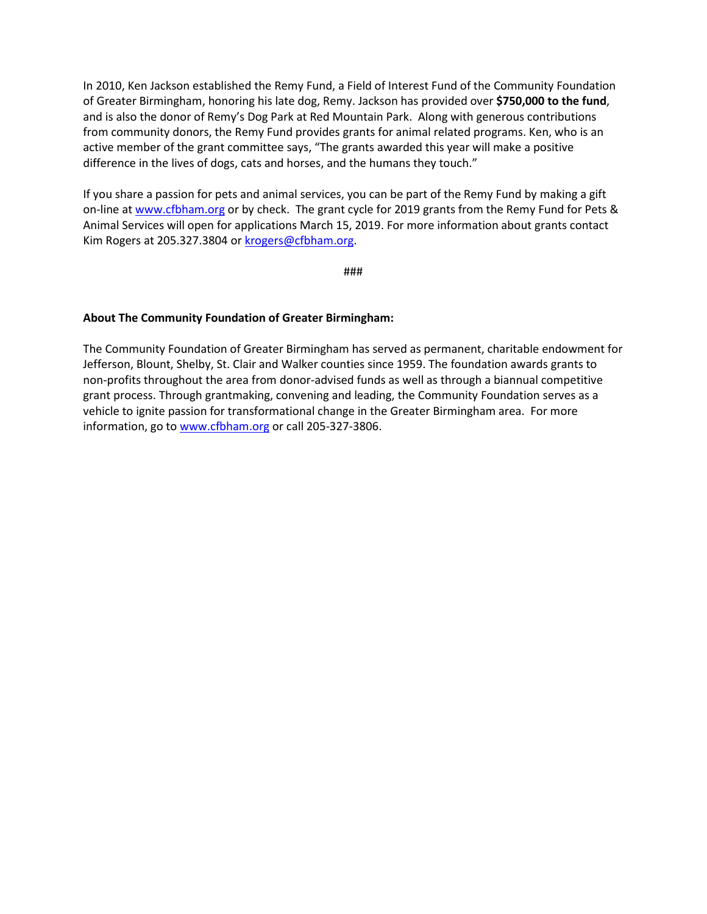In 2010, Ken Jackson established the Remy Fund, a Field of Interest Fund of the Community Foundation of Greater Birmingham, honoring his late dog, Remy. Jackson has provided over **$750,000 to the fund**, and is also the donor of Remy's Dog Park at Red Mountain Park. Along with generous contributions from community donors, the Remy Fund provides grants for animal related programs. Ken, who is an active member of the grant committee says, "The grants awarded this year will make a positive difference in the lives of dogs, cats and horses, and the humans they touch."

If you share a passion for pets and animal services, you can be part of the Remy Fund by making a gift on-line at www.cfbham.org or by check. The grant cycle for 2019 grants from the Remy Fund for Pets & Animal Services will open for applications March 15, 2019. For more information about grants contact Kim Rogers at 205.327.3804 or krogers@cfbham.org.

###

**About The Community Foundation of Greater Birmingham:**

The Community Foundation of Greater Birmingham has served as permanent, charitable endowment for Jefferson, Blount, Shelby, St. Clair and Walker counties since 1959. The foundation awards grants to non-profits throughout the area from donor-advised funds as well as through a biannual competitive grant process. Through grantmaking, convening and leading, the Community Foundation serves as a vehicle to ignite passion for transformational change in the Greater Birmingham area. For more information, go to www.cfbham.org or call 205-327-3806.